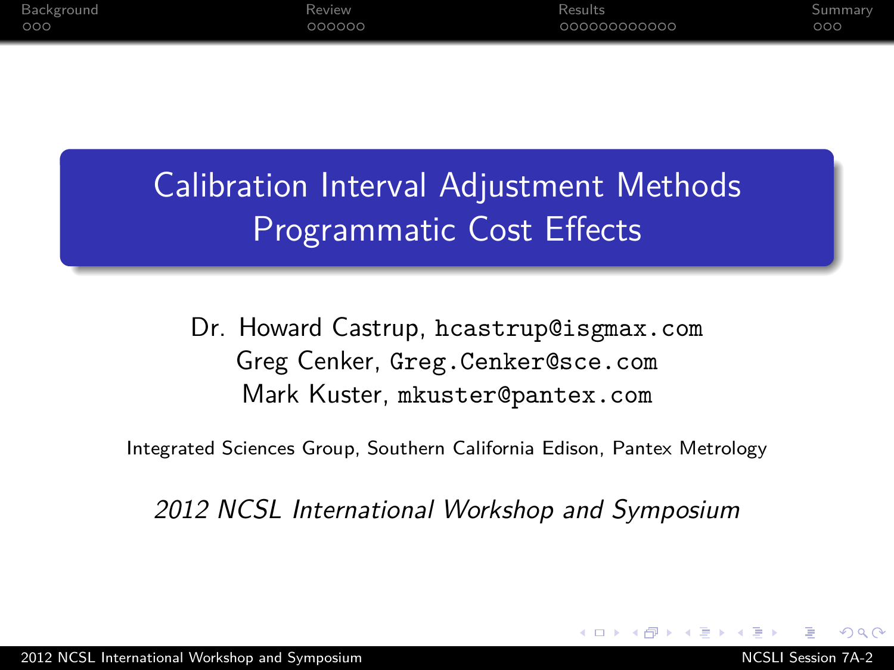# Calibration Interval Adjustment Methods Programmatic Cost Effects

Dr. Howard Castrup, hcastrup@isgmax.com
Greg Cenker, Greg.Cenker@sce.com
Mark Kuster, mkuster@pantex.com

Integrated Sciences Group, Southern California Edison, Pantex Metrology

*2012 NCSL International Workshop and Symposium*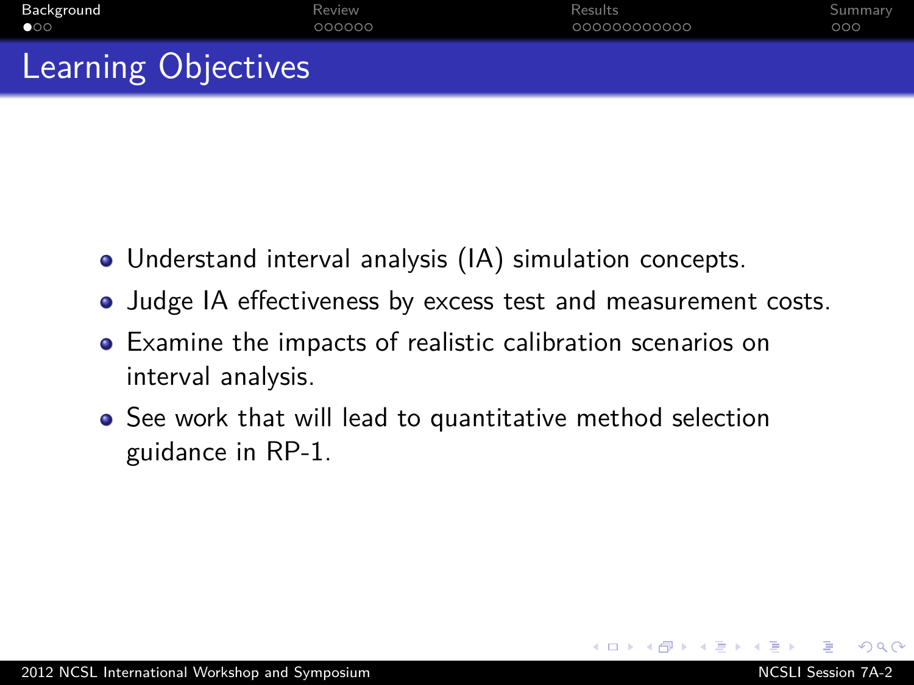## Learning Objectives

- Understand interval analysis (IA) simulation concepts.
- Judge IA effectiveness by excess test and measurement costs.
- Examine the impacts of realistic calibration scenarios on interval analysis.
- See work that will lead to quantitative method selection guidance in RP-1.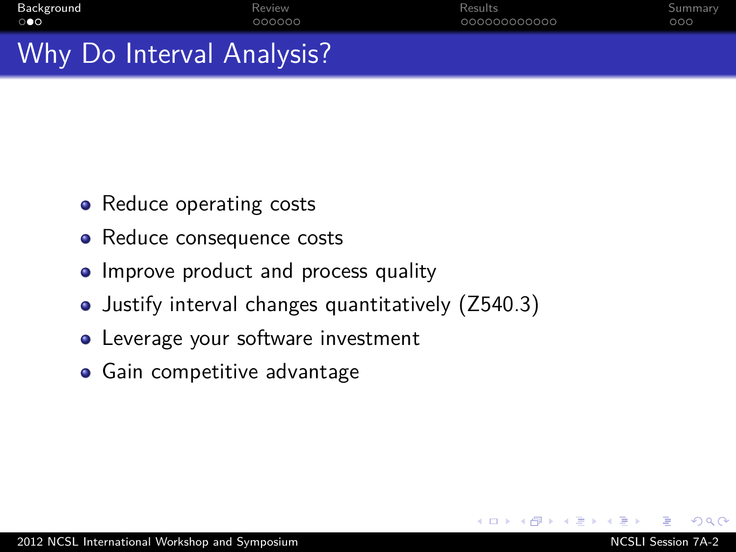# Why Do Interval Analysis?

- Reduce operating costs
- Reduce consequence costs
- Improve product and process quality
- Justify interval changes quantitatively (Z540.3)
- Leverage your software investment
- Gain competitive advantage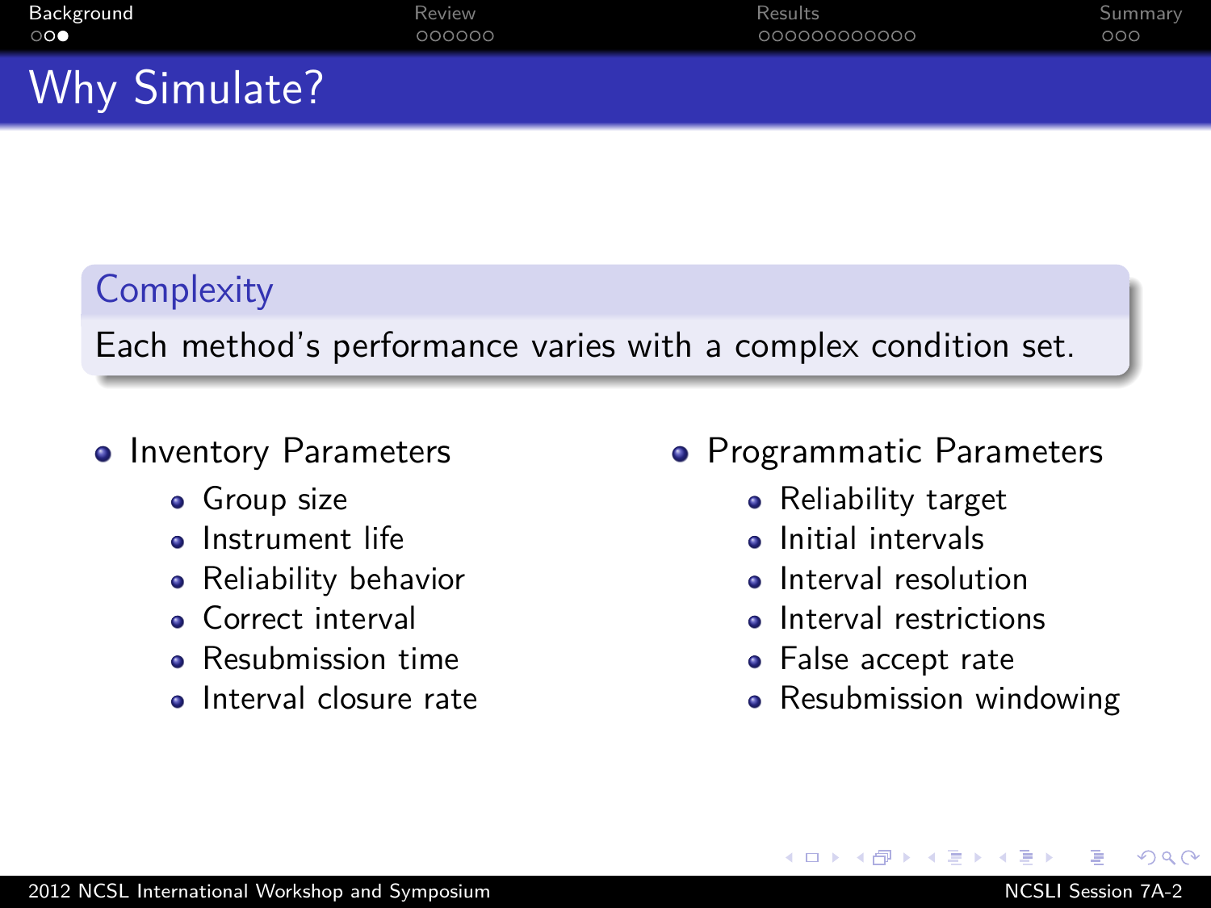# Why Simulate?

## Complexity

Each method's performance varies with a complex condition set.

- Inventory Parameters
  - Group size
  - Instrument life
  - Reliability behavior
  - Correct interval
  - Resubmission time
  - Interval closure rate
- Programmatic Parameters
  - Reliability target
  - Initial intervals
  - Interval resolution
  - Interval restrictions
  - False accept rate
  - Resubmission windowing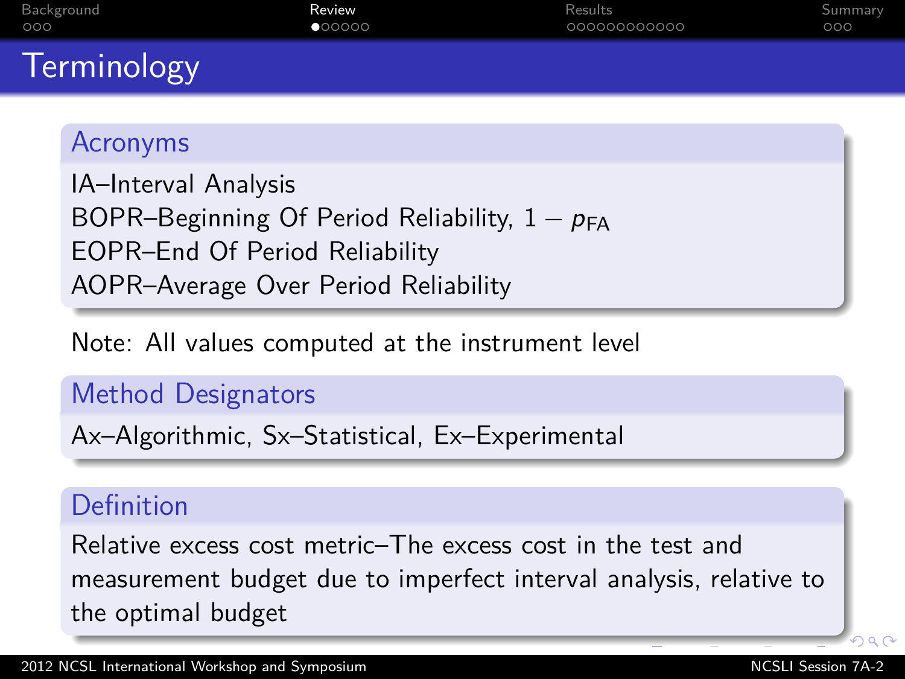# Terminology

### Acronyms

IA–Interval Analysis
BOPR–Beginning Of Period Reliability, $1 - p_{\text{FA}}$
EOPR–End Of Period Reliability
AOPR–Average Over Period Reliability

Note: All values computed at the instrument level

### Method Designators

Ax–Algorithmic, Sx–Statistical, Ex–Experimental

### Definition

Relative excess cost metric–The excess cost in the test and measurement budget due to imperfect interval analysis, relative to the optimal budget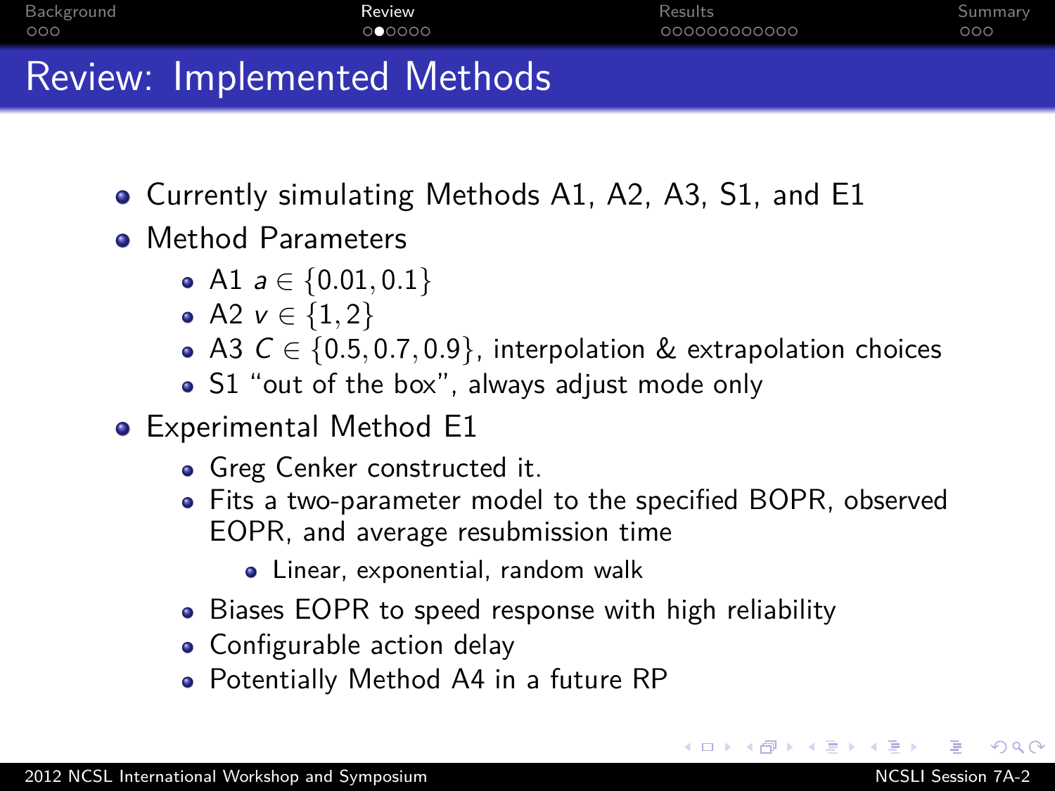# Review: Implemented Methods

- Currently simulating Methods A1, A2, A3, S1, and E1
- Method Parameters
  - A1 $a \in \{0.01, 0.1\}$
  - A2 $v \in \{1, 2\}$
  - A3 $C \in \{0.5, 0.7, 0.9\}$, interpolation & extrapolation choices
  - S1 "out of the box", always adjust mode only
- Experimental Method E1
  - Greg Cenker constructed it.
  - Fits a two-parameter model to the specified BOPR, observed EOPR, and average resubmission time
    - Linear, exponential, random walk
  - Biases EOPR to speed response with high reliability
  - Configurable action delay
  - Potentially Method A4 in a future RP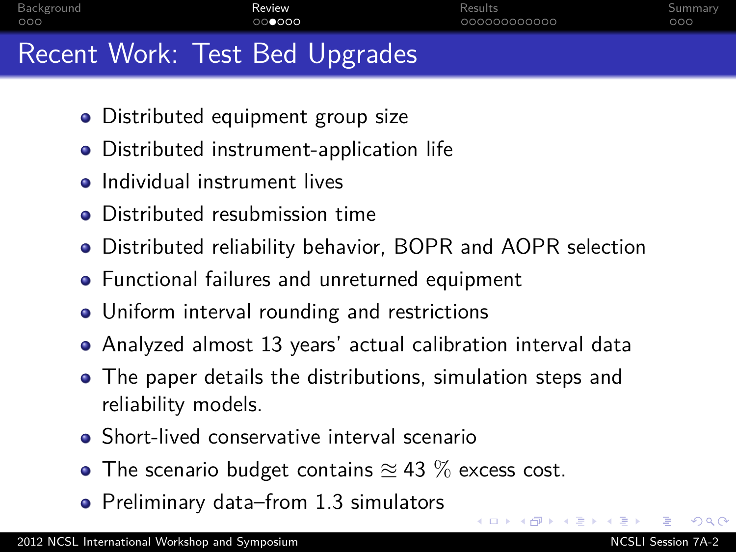# Recent Work: Test Bed Upgrades

- Distributed equipment group size
- Distributed instrument-application life
- Individual instrument lives
- Distributed resubmission time
- Distributed reliability behavior, BOPR and AOPR selection
- Functional failures and unreturned equipment
- Uniform interval rounding and restrictions
- Analyzed almost 13 years' actual calibration interval data
- The paper details the distributions, simulation steps and reliability models.
- Short-lived conservative interval scenario
- The scenario budget contains $\approxeq 43\ \%$ excess cost.
- Preliminary data–from 1.3 simulators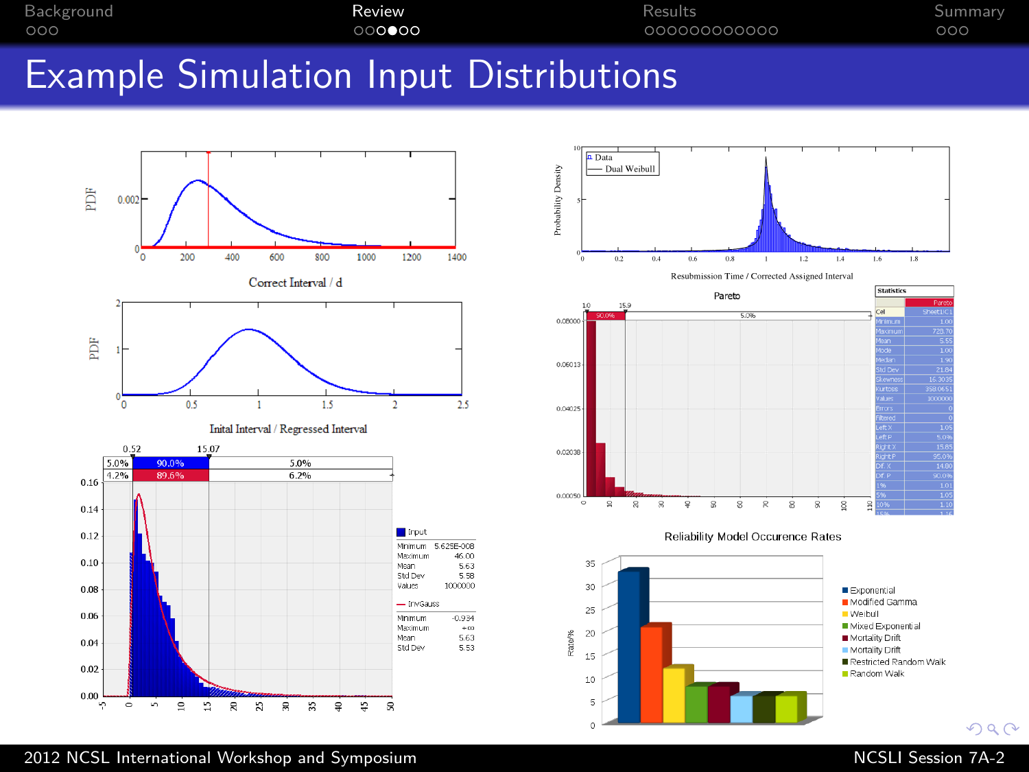# Example Simulation Input Distributions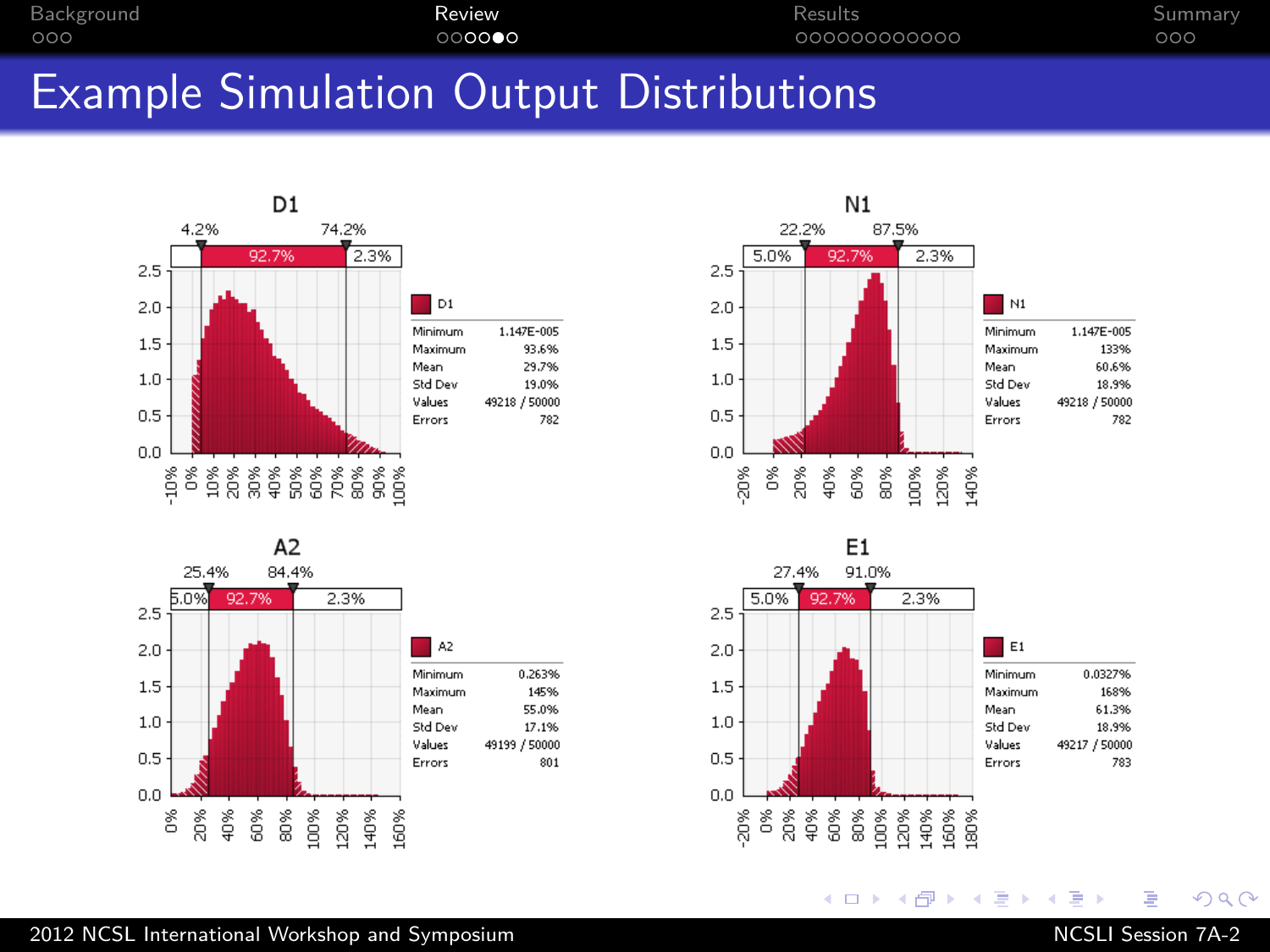# Example Simulation Output Distributions

## D1

4.2% — 74.2%

| | |
|---|---|
| Minimum | 1.147E-005 |
| Maximum | 93.6% |
| Mean | 29.7% |
| Std Dev | 19.0% |
| Values | 49218 / 50000 |
| Errors | 782 |

## N1

22.2% — 87.5%

| | |
|---|---|
| Minimum | 1.147E-005 |
| Maximum | 133% |
| Mean | 60.6% |
| Std Dev | 18.9% |
| Values | 49218 / 50000 |
| Errors | 782 |

## A2

25.4% — 84.4%

| | |
|---|---|
| Minimum | 0.263% |
| Maximum | 145% |
| Mean | 55.0% |
| Std Dev | 17.1% |
| Values | 49199 / 50000 |
| Errors | 801 |

## E1

27.4% — 91.0%

| | |
|---|---|
| Minimum | 0.0327% |
| Maximum | 168% |
| Mean | 61.3% |
| Std Dev | 18.9% |
| Values | 49217 / 50000 |
| Errors | 783 |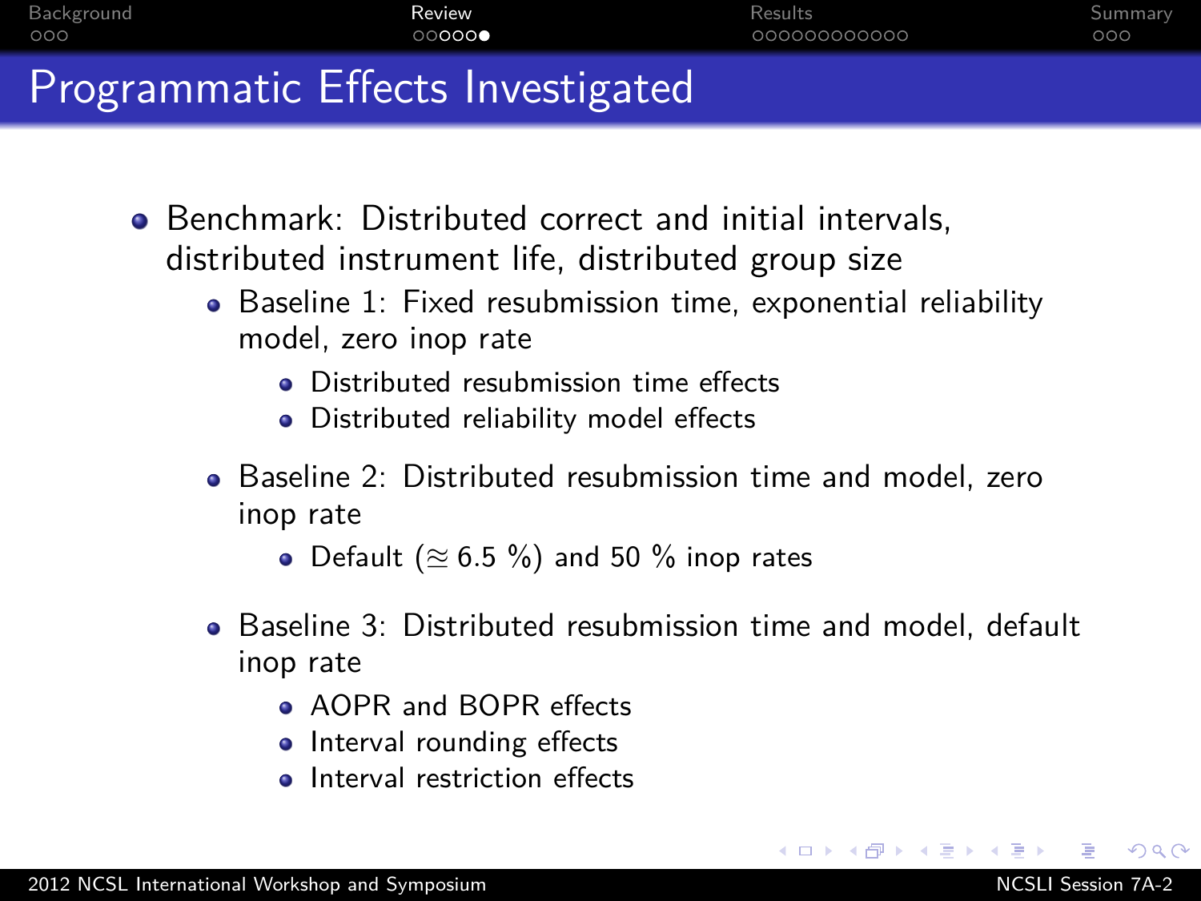# Programmatic Effects Investigated

- Benchmark: Distributed correct and initial intervals, distributed instrument life, distributed group size
  - Baseline 1: Fixed resubmission time, exponential reliability model, zero inop rate
    - Distributed resubmission time effects
    - Distributed reliability model effects
  - Baseline 2: Distributed resubmission time and model, zero inop rate
    - Default ($\approxeq$ 6.5 %) and 50 % inop rates
  - Baseline 3: Distributed resubmission time and model, default inop rate
    - AOPR and BOPR effects
    - Interval rounding effects
    - Interval restriction effects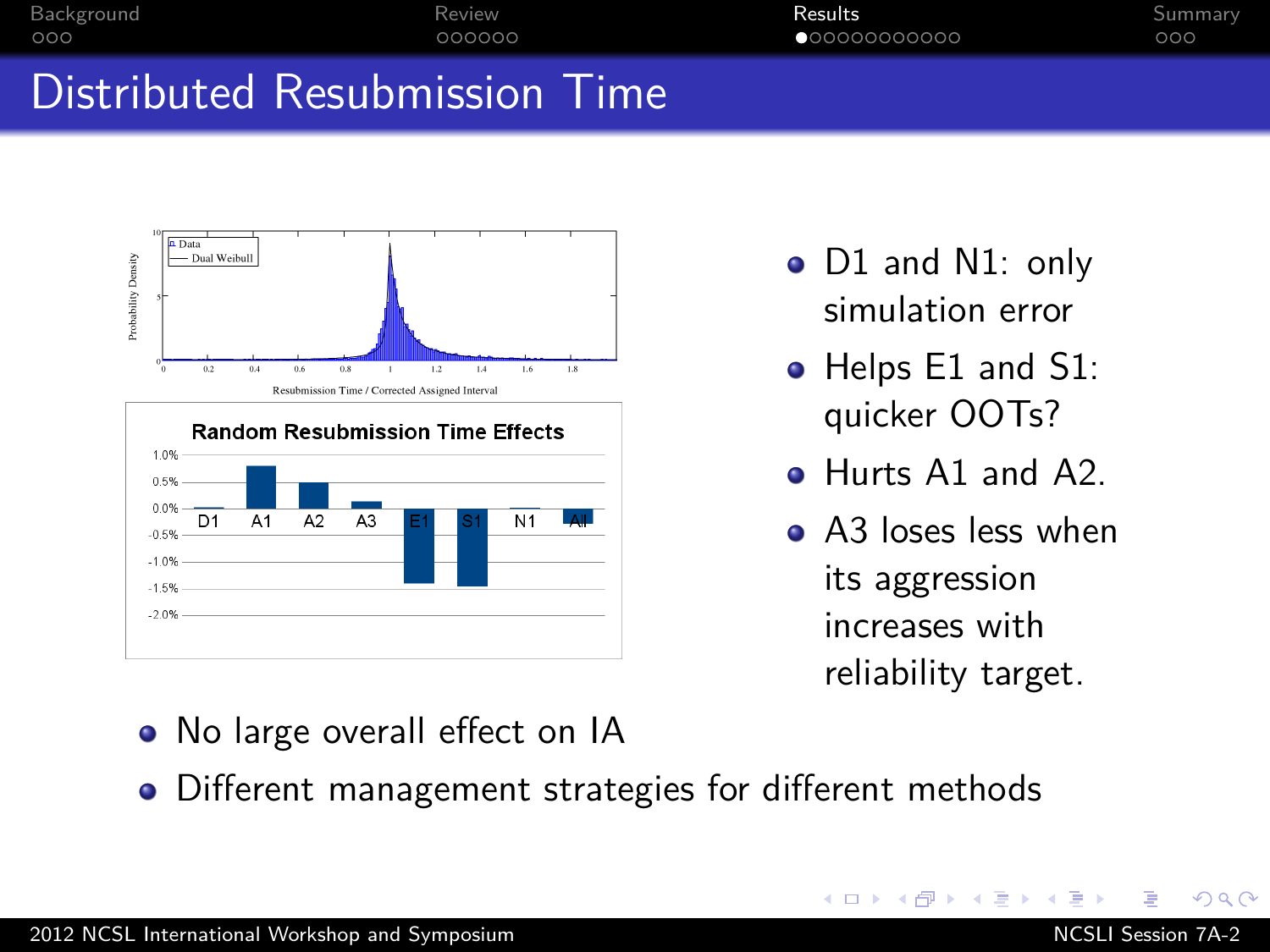# Distributed Resubmission Time

- D1 and N1: only simulation error
- Helps E1 and S1: quicker OOTs?
- Hurts A1 and A2.
- A3 loses less when its aggression increases with reliability target.

- No large overall effect on IA
- Different management strategies for different methods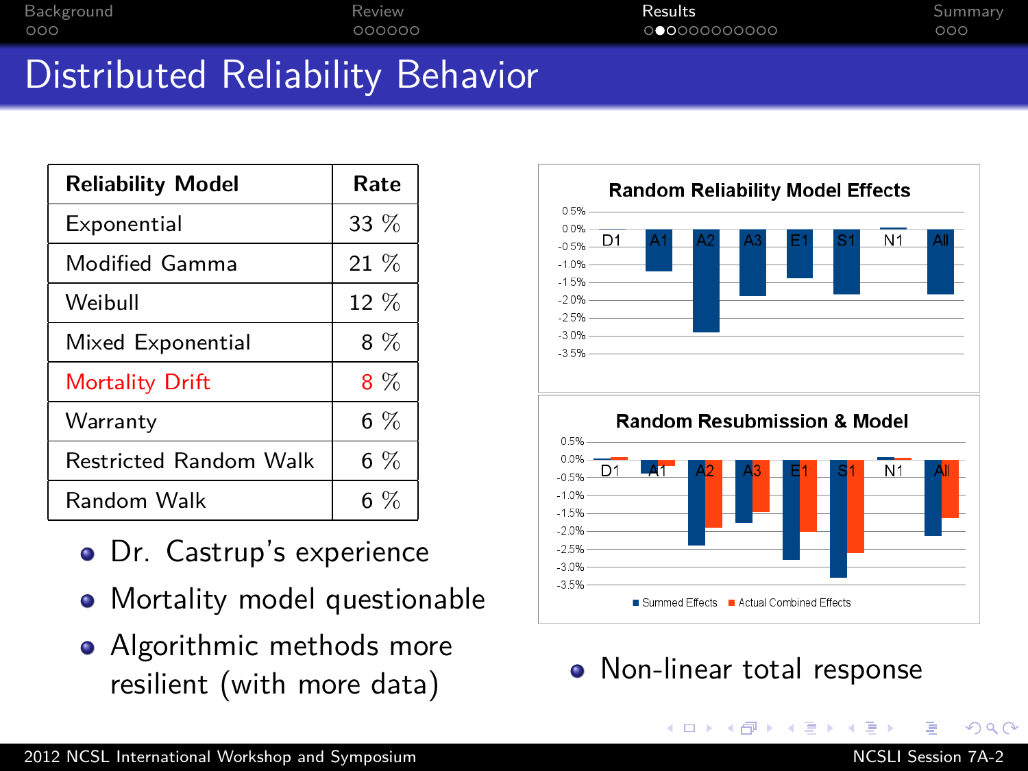# Distributed Reliability Behavior

| Reliability Model | Rate |
|---|---|
| Exponential | 33 % |
| Modified Gamma | 21 % |
| Weibull | 12 % |
| Mixed Exponential | 8 % |
| Mortality Drift | 8 % |
| Warranty | 6 % |
| Restricted Random Walk | 6 % |
| Random Walk | 6 % |

- Dr. Castrup's experience
- Mortality model questionable
- Algorithmic methods more resilient (with more data)

**Random Reliability Model Effects**

**Random Resubmission & Model**

- Non-linear total response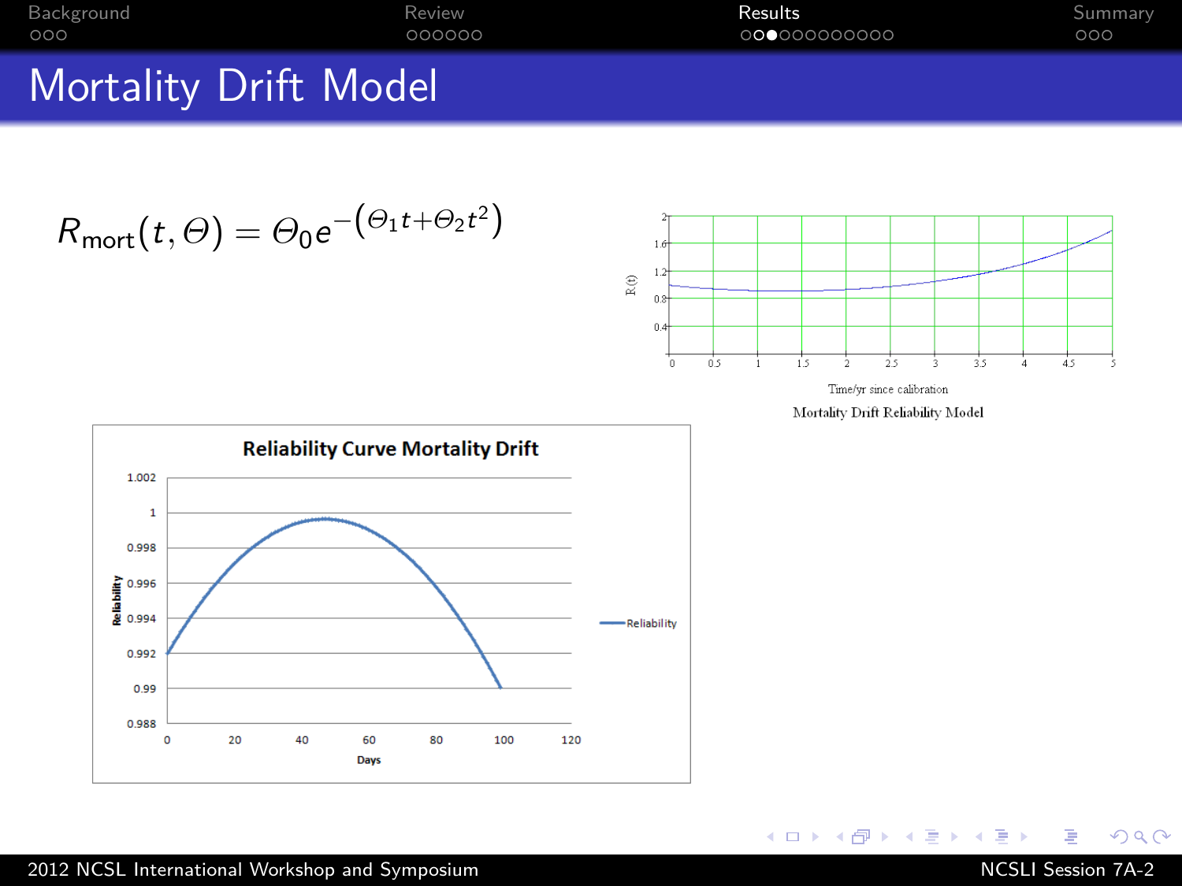# Mortality Drift Model

$$R_{\text{mort}}(t, \Theta) = \Theta_0 e^{-\left(\Theta_1 t + \Theta_2 t^2\right)}$$

Mortality Drift Reliability Model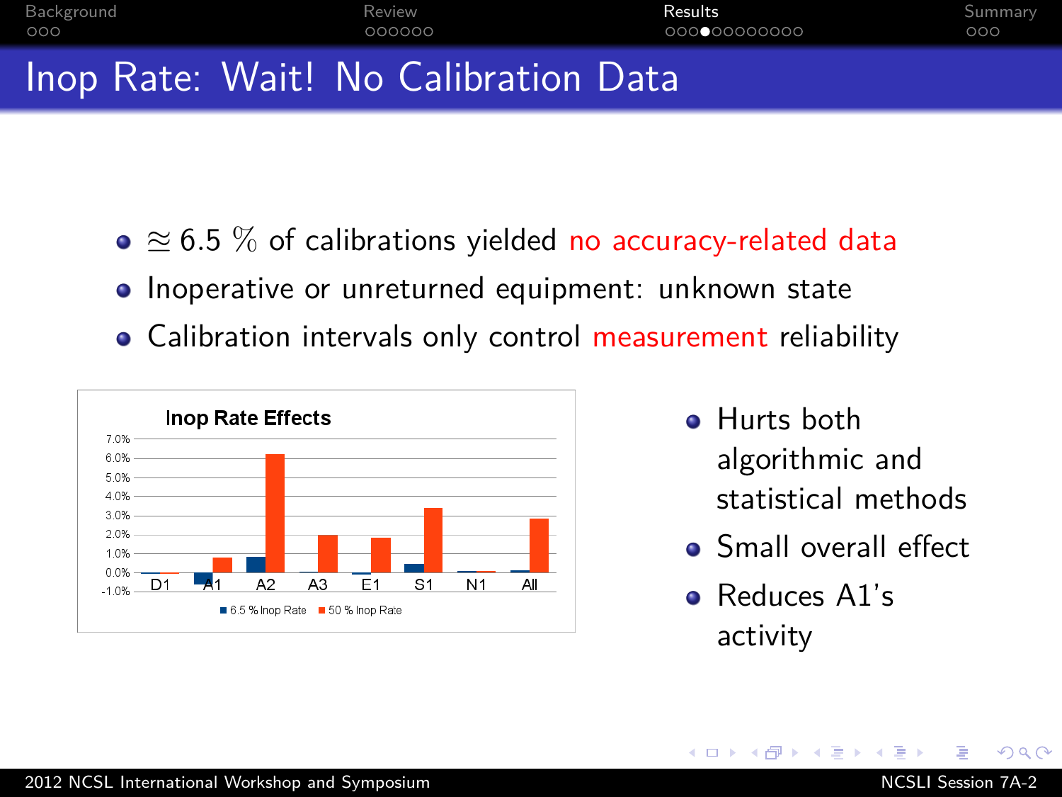# Inop Rate: Wait! No Calibration Data

- $\approx$ 6.5 % of calibrations yielded no accuracy-related data
- Inoperative or unreturned equipment: unknown state
- Calibration intervals only control measurement reliability

**Inop Rate Effects**

(Chart: bars for D1, A1, A2, A3, E1, S1, N1, All; legend: 6.5 % Inop Rate, 50 % Inop Rate; y-axis from -1.0% to 7.0%)

- Hurts both algorithmic and statistical methods
- Small overall effect
- Reduces A1's activity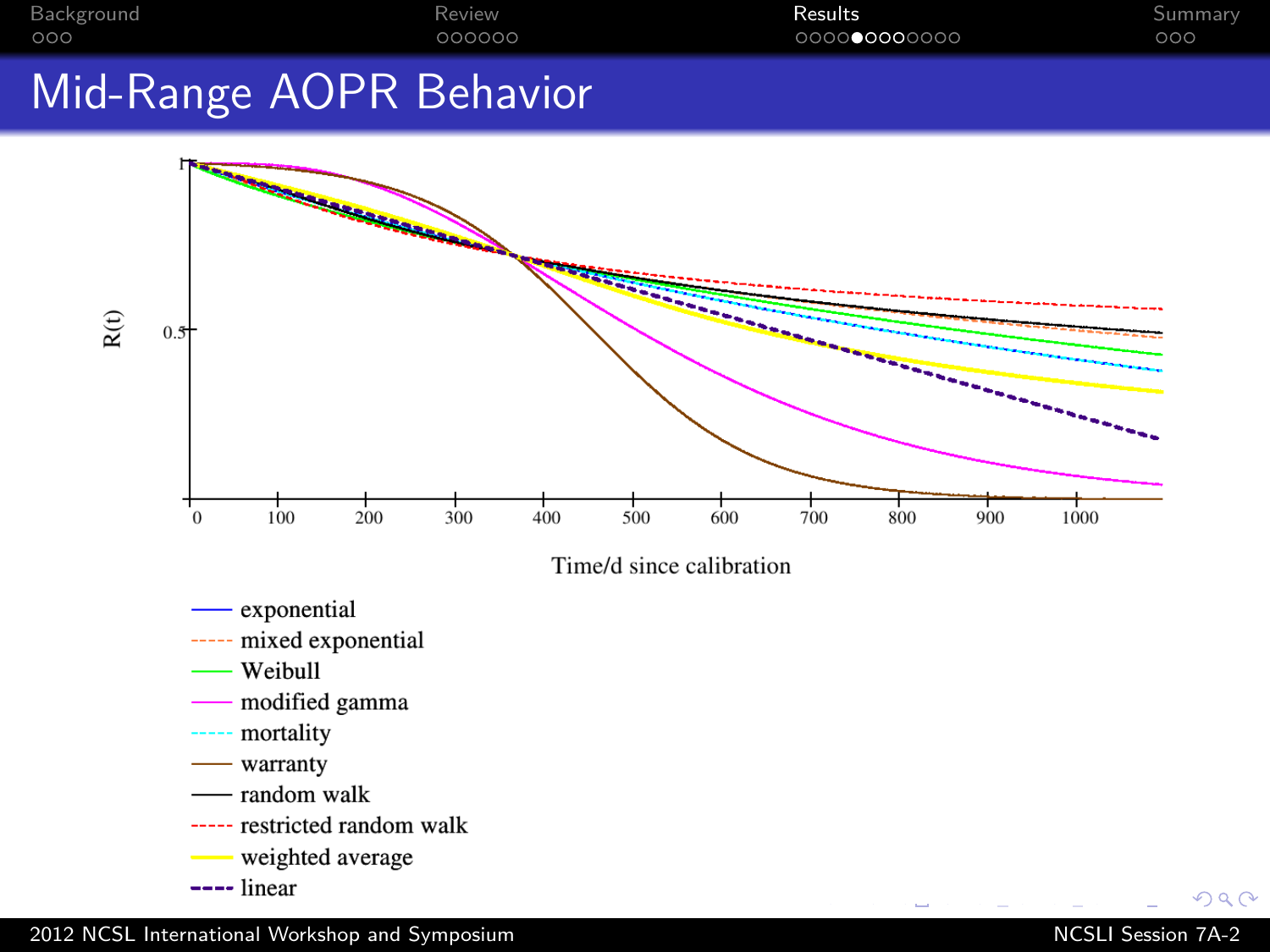# Mid-Range AOPR Behavior

R(t)

Time/d since calibration

- exponential
- mixed exponential
- Weibull
- modified gamma
- mortality
- warranty
- random walk
- restricted random walk
- weighted average
- linear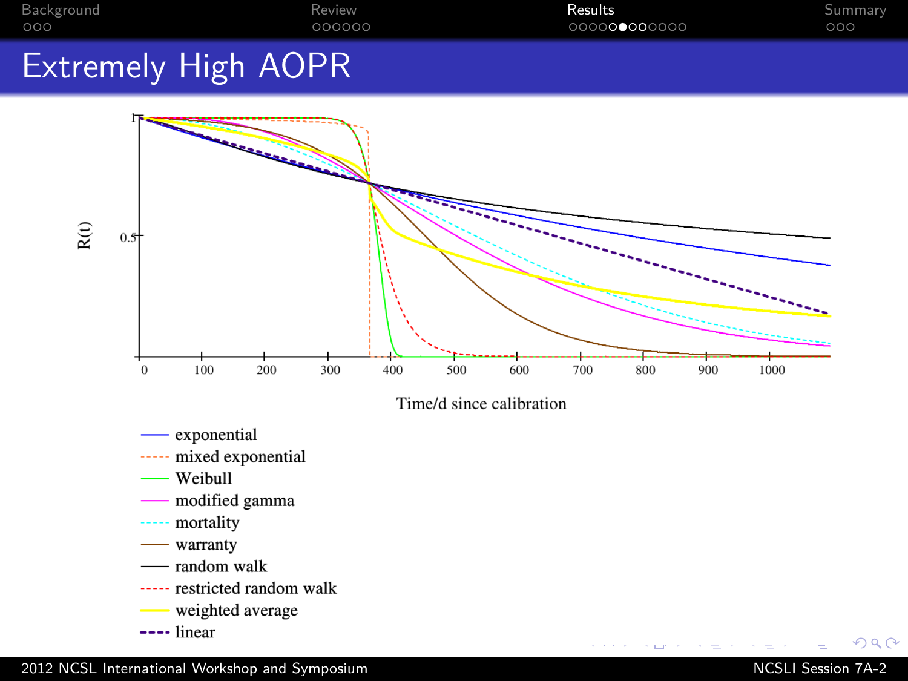# Extremely High AOPR

R(t)

Time/d since calibration

- exponential
- mixed exponential
- Weibull
- modified gamma
- mortality
- warranty
- random walk
- restricted random walk
- weighted average
- linear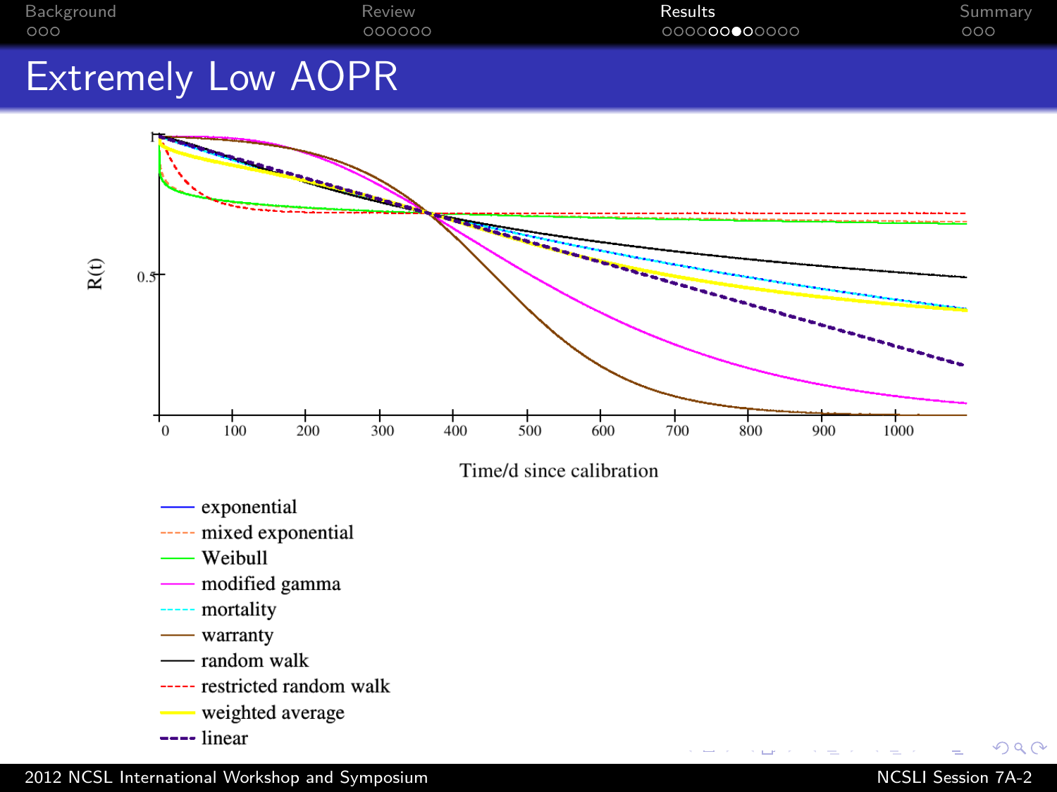# Extremely Low AOPR

R(t)

0.5

0 100 200 300 400 500 600 700 800 900 1000

Time/d since calibration

- exponential
- mixed exponential
- Weibull
- modified gamma
- mortality
- warranty
- random walk
- restricted random walk
- weighted average
- linear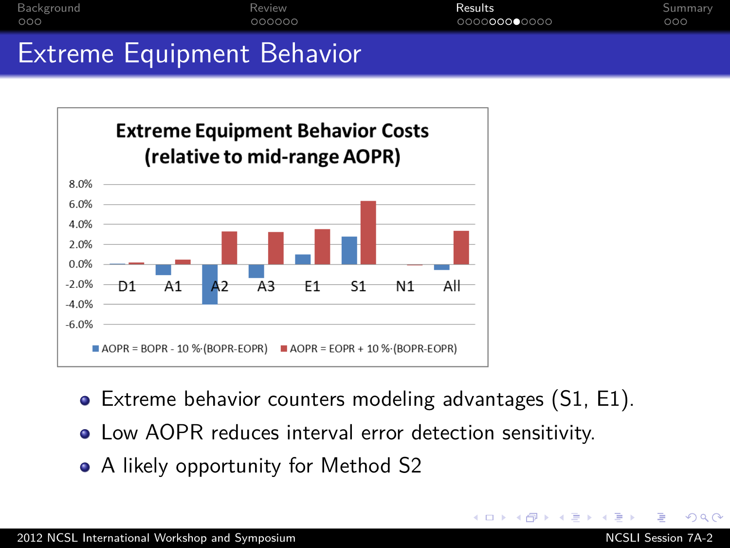# Extreme Equipment Behavior

**Extreme Equipment Behavior Costs (relative to mid-range AOPR)**

| | D1 | A1 | A2 | A3 | E1 | S1 | N1 | All |
|---|---|---|---|---|---|---|---|---|

■ AOPR = BOPR - 10 %·(BOPR-EOPR) ■ AOPR = EOPR + 10 %·(BOPR-EOPR)

- Extreme behavior counters modeling advantages (S1, E1).
- Low AOPR reduces interval error detection sensitivity.
- A likely opportunity for Method S2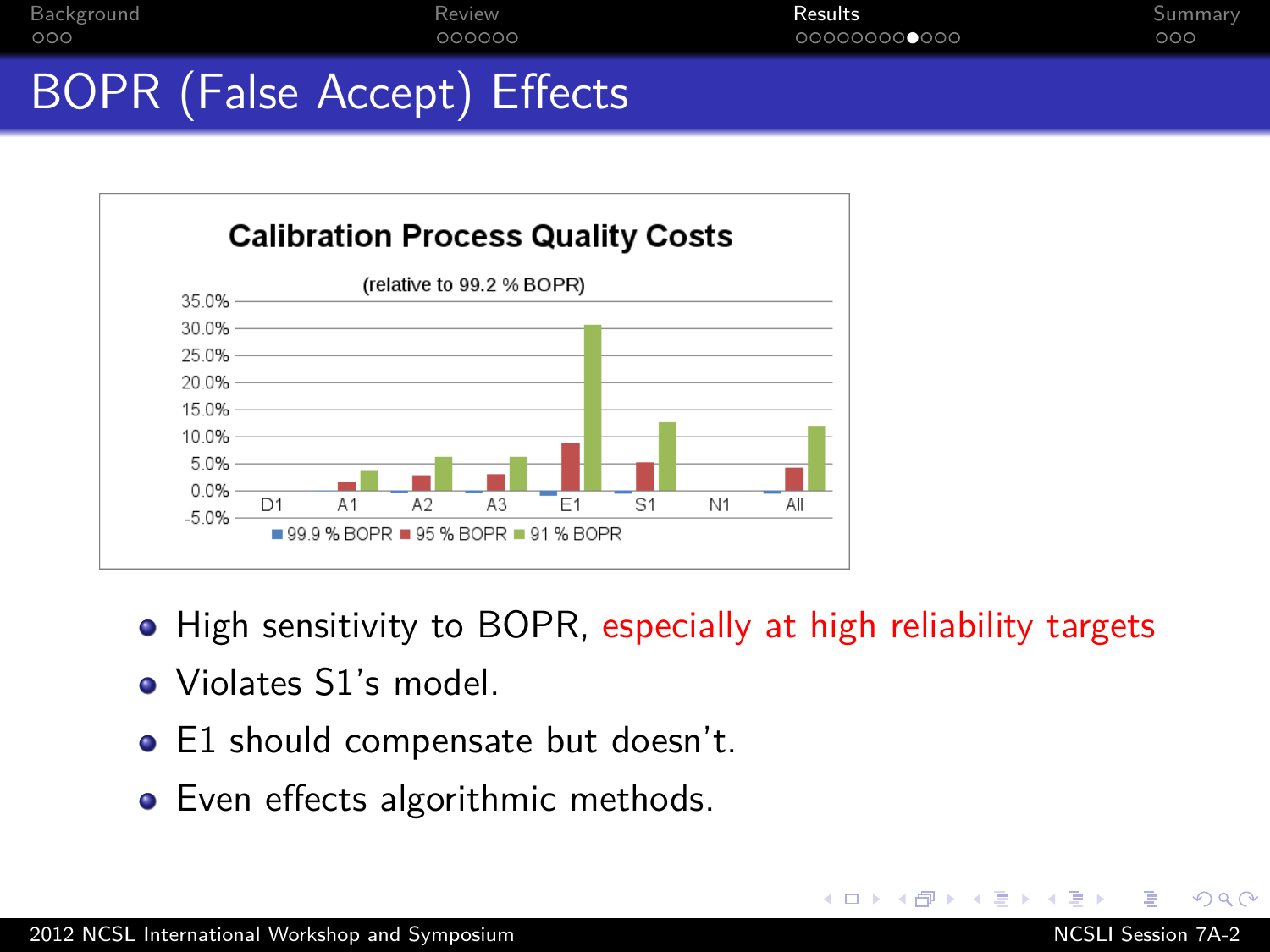# BOPR (False Accept) Effects

**Calibration Process Quality Costs**

(relative to 99.2 % BOPR)

- High sensitivity to BOPR, especially at high reliability targets
- Violates S1's model.
- E1 should compensate but doesn't.
- Even effects algorithmic methods.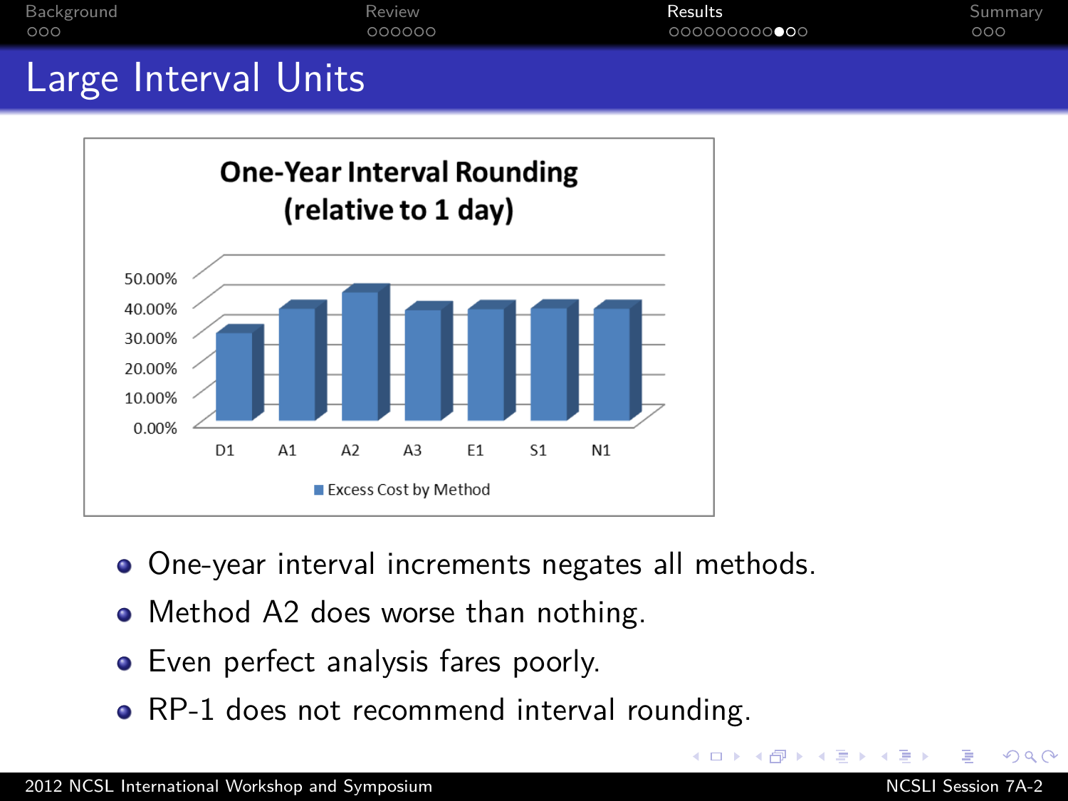# Large Interval Units

**One-Year Interval Rounding (relative to 1 day)**

| Method | Excess Cost by Method |
|---|---|
| D1 | ~30% |
| A1 | ~38% |
| A2 | ~43% |
| A3 | ~37% |
| E1 | ~38% |
| S1 | ~38% |
| N1 | ~38% |

- One-year interval increments negates all methods.
- Method A2 does worse than nothing.
- Even perfect analysis fares poorly.
- RP-1 does not recommend interval rounding.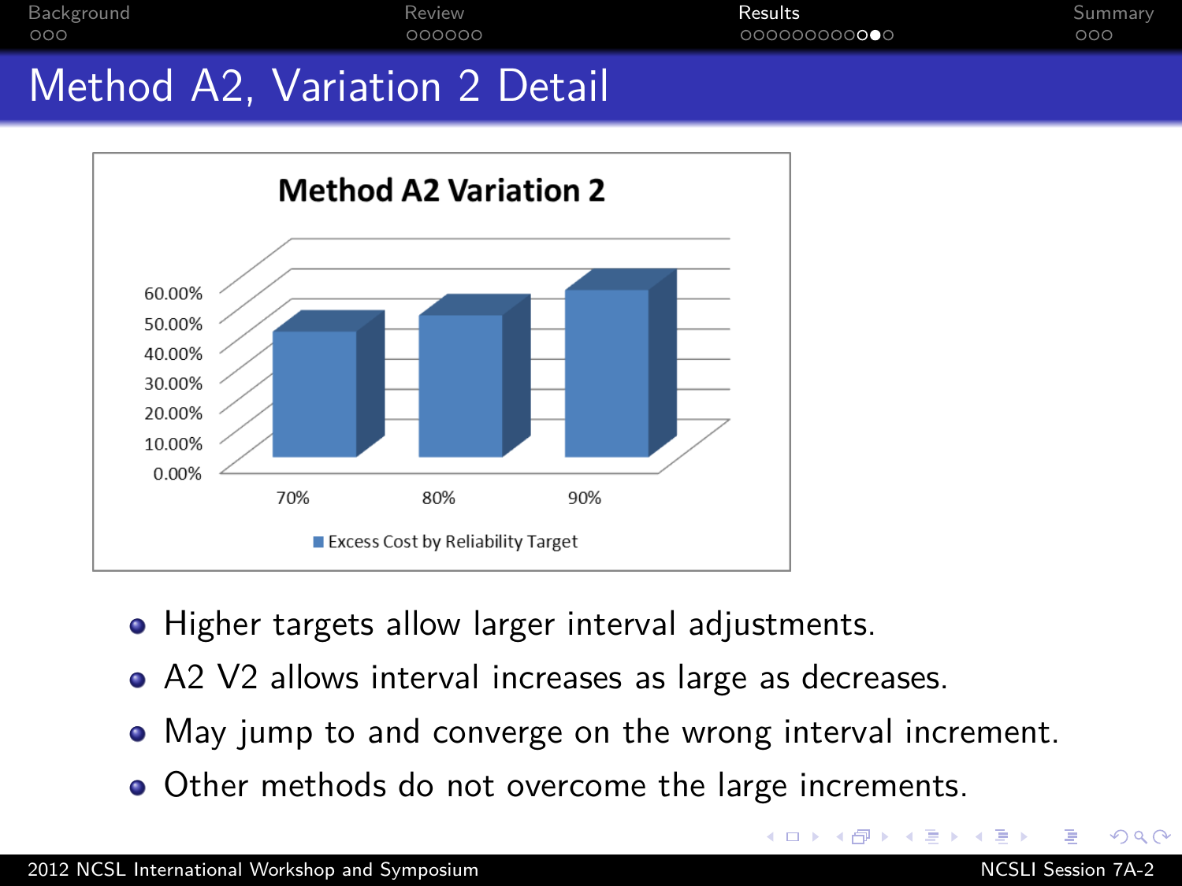# Method A2, Variation 2 Detail

**Method A2 Variation 2**

| Reliability Target | Excess Cost by Reliability Target |
| --- | --- |
| 70% | ~42% |
| 80% | ~47% |
| 90% | ~55% |

- Higher targets allow larger interval adjustments.
- A2 V2 allows interval increases as large as decreases.
- May jump to and converge on the wrong interval increment.
- Other methods do not overcome the large increments.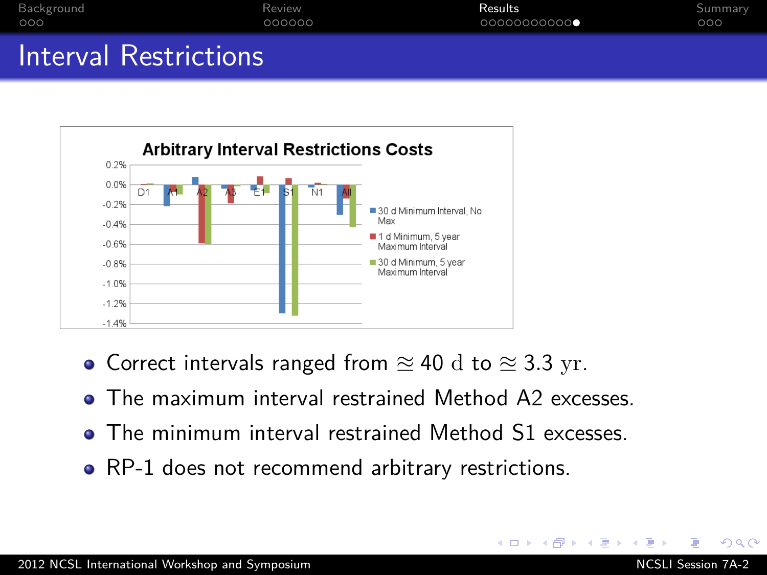# Interval Restrictions

**Arbitrary Interval Restrictions Costs**

- Correct intervals ranged from $\approx 40$ d to $\approx 3.3$ yr.
- The maximum interval restrained Method A2 excesses.
- The minimum interval restrained Method S1 excesses.
- RP-1 does not recommend arbitrary restrictions.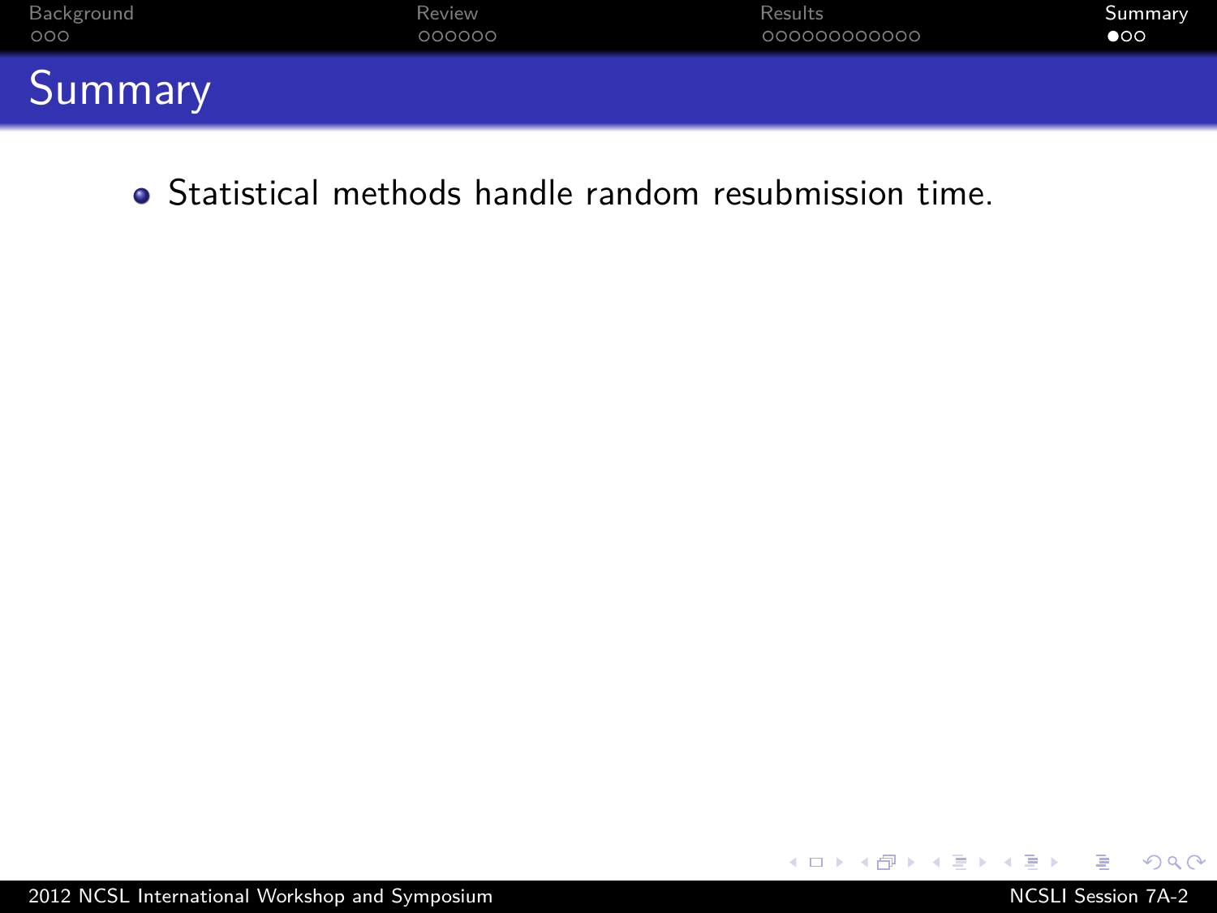## Summary

- Statistical methods handle random resubmission time.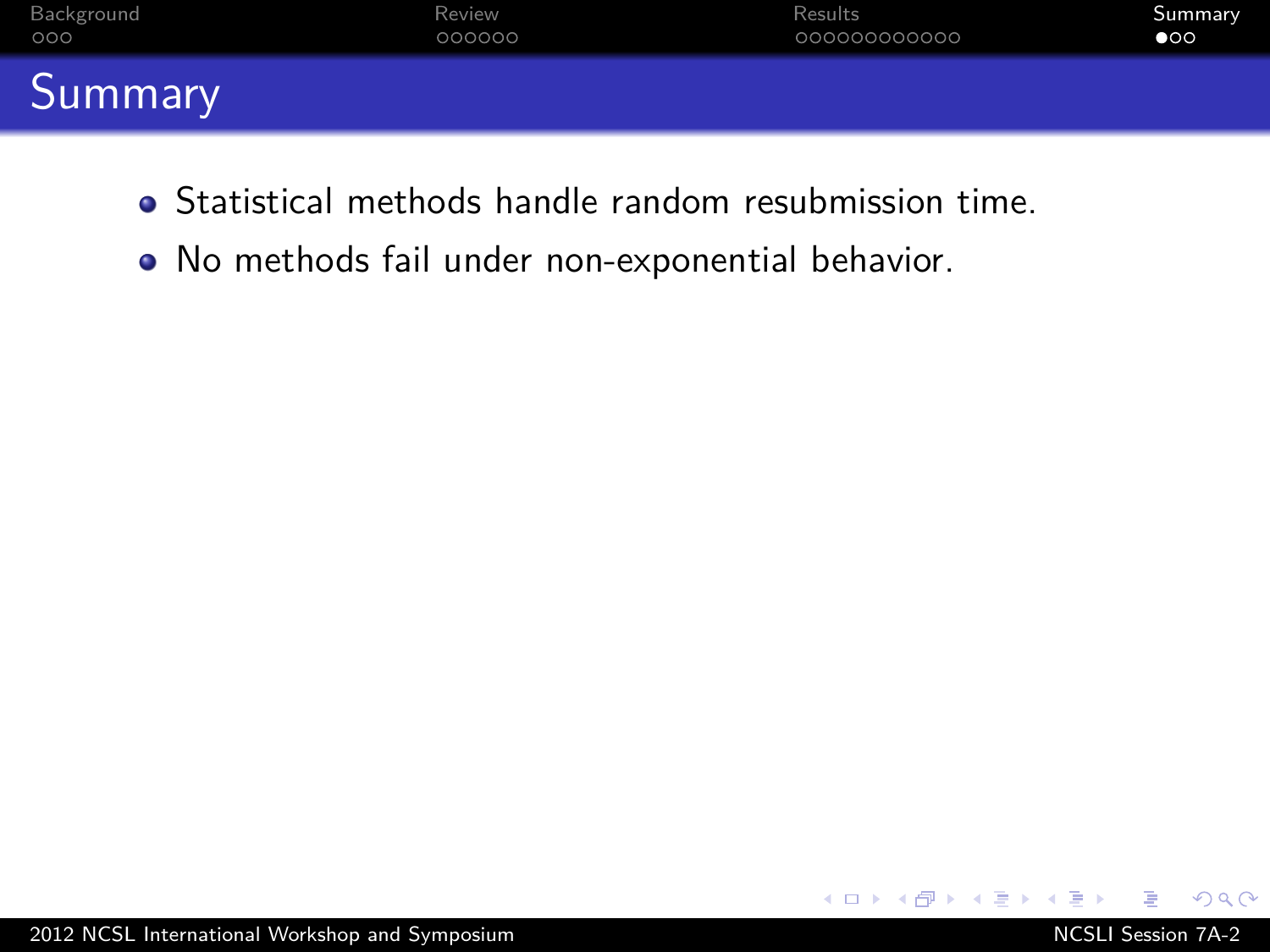# Summary

- Statistical methods handle random resubmission time.
- No methods fail under non-exponential behavior.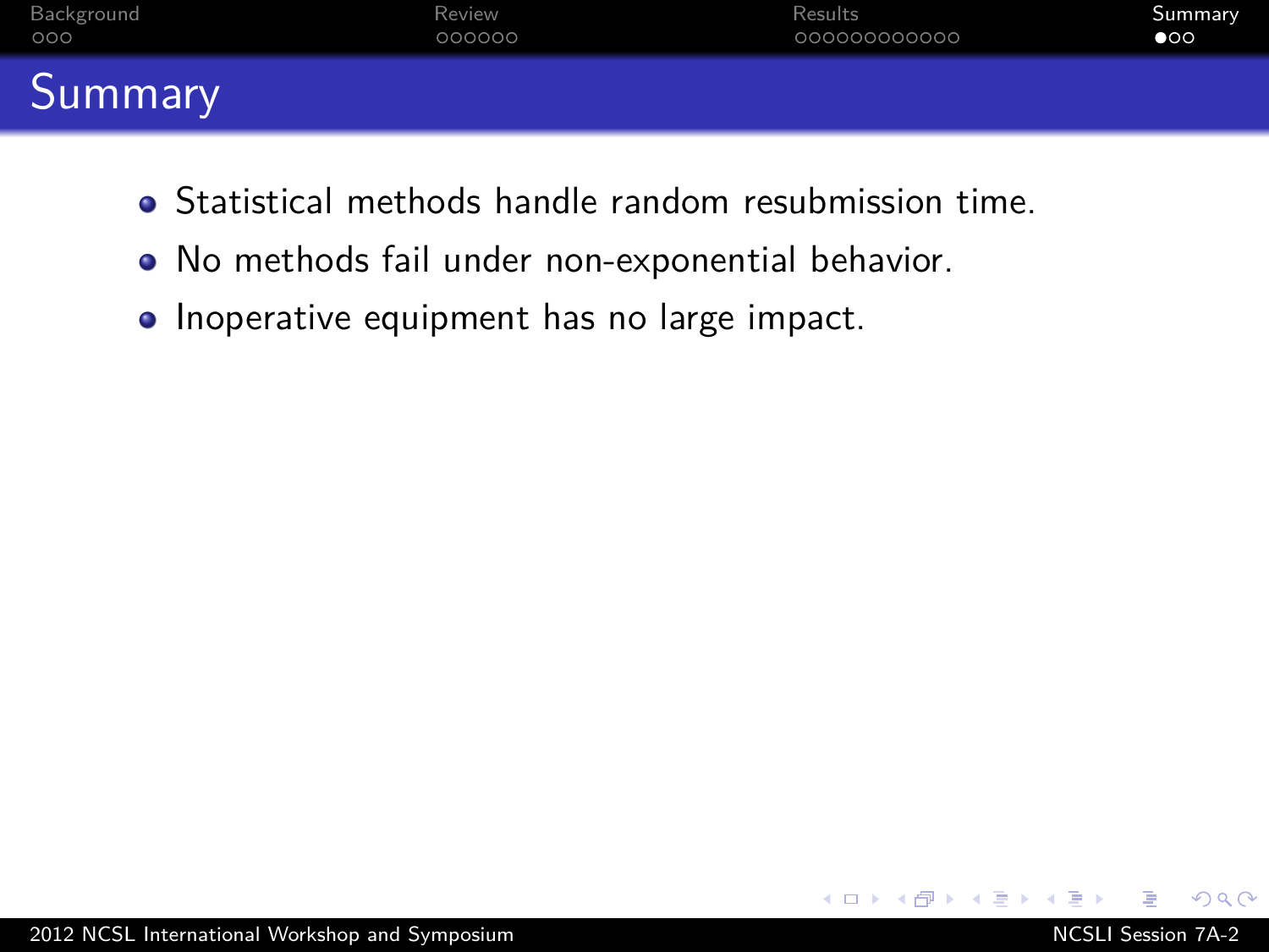# Summary

- Statistical methods handle random resubmission time.
- No methods fail under non-exponential behavior.
- Inoperative equipment has no large impact.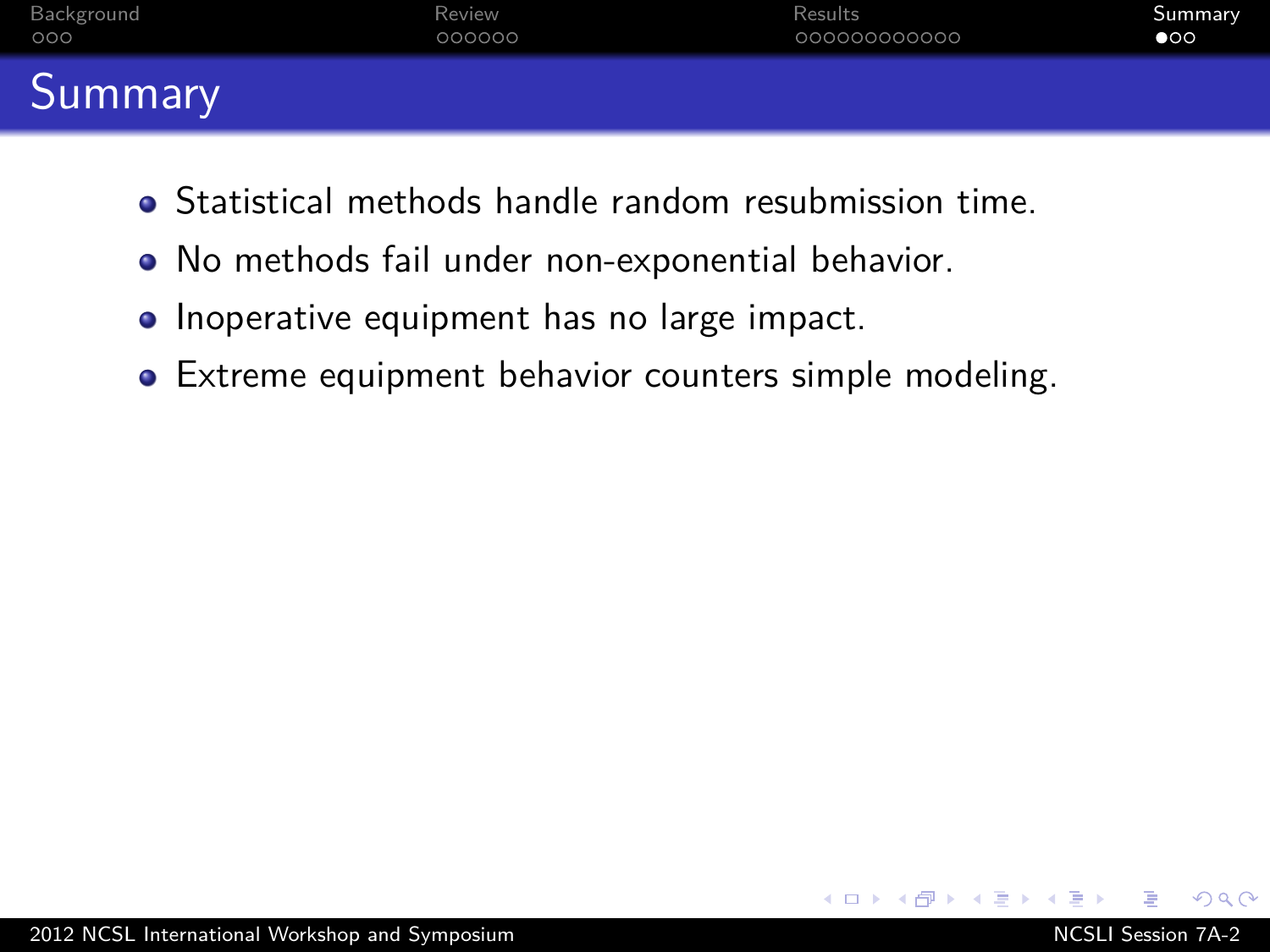# Summary

- Statistical methods handle random resubmission time.
- No methods fail under non-exponential behavior.
- Inoperative equipment has no large impact.
- Extreme equipment behavior counters simple modeling.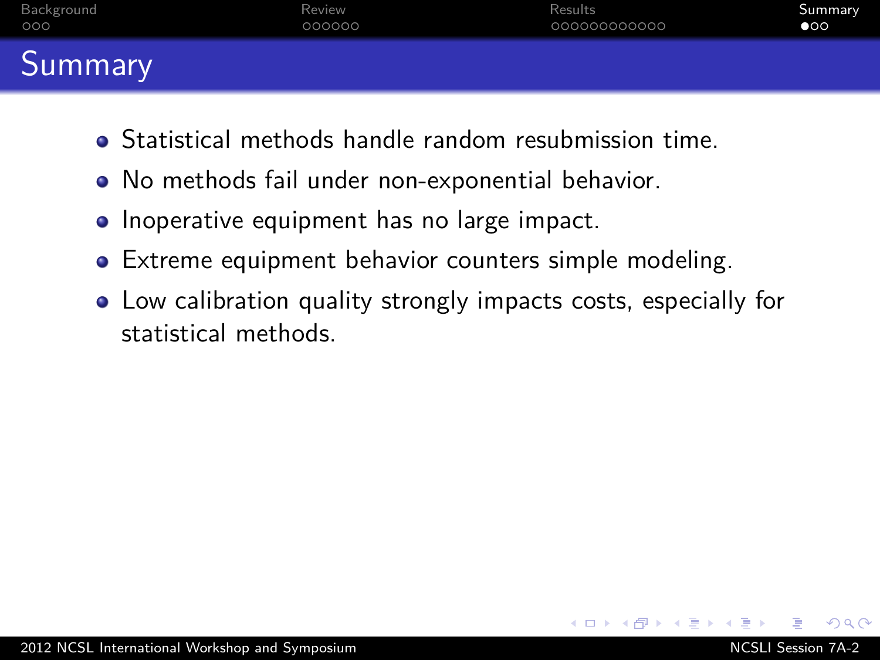# Summary

- Statistical methods handle random resubmission time.
- No methods fail under non-exponential behavior.
- Inoperative equipment has no large impact.
- Extreme equipment behavior counters simple modeling.
- Low calibration quality strongly impacts costs, especially for statistical methods.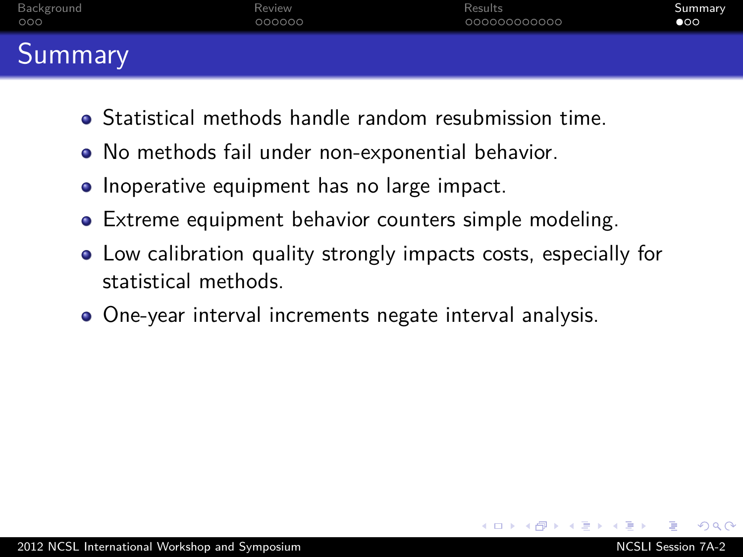# Summary

- Statistical methods handle random resubmission time.
- No methods fail under non-exponential behavior.
- Inoperative equipment has no large impact.
- Extreme equipment behavior counters simple modeling.
- Low calibration quality strongly impacts costs, especially for statistical methods.
- One-year interval increments negate interval analysis.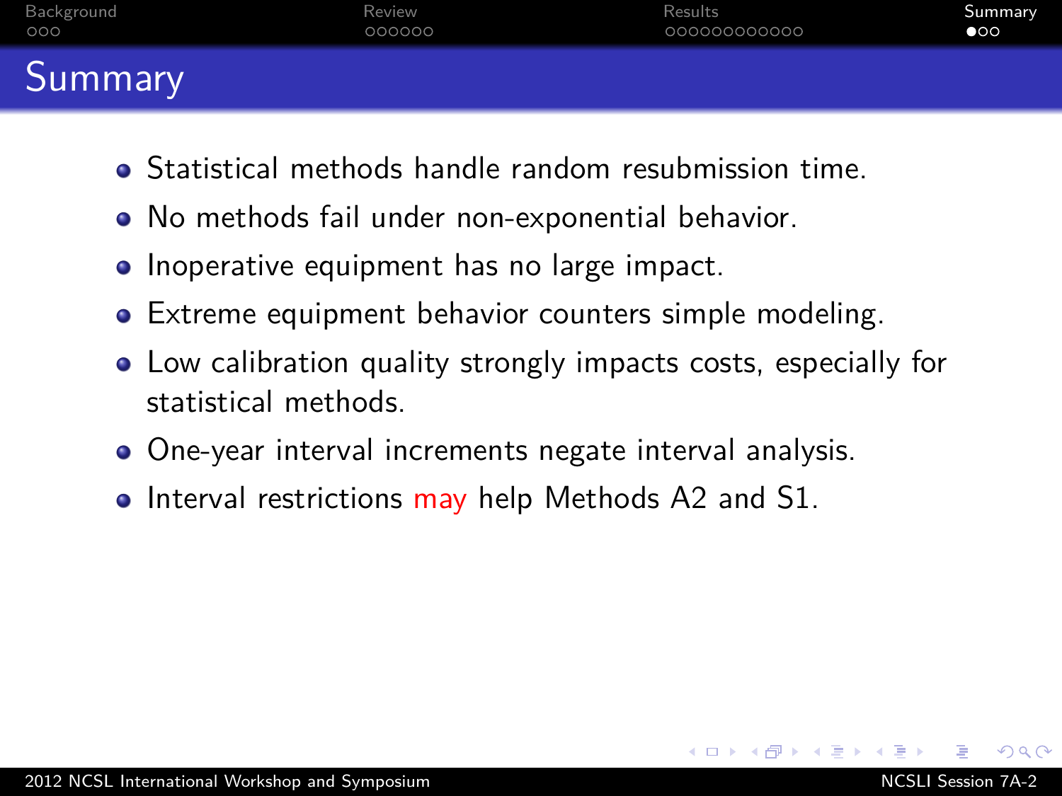# Summary

- Statistical methods handle random resubmission time.
- No methods fail under non-exponential behavior.
- Inoperative equipment has no large impact.
- Extreme equipment behavior counters simple modeling.
- Low calibration quality strongly impacts costs, especially for statistical methods.
- One-year interval increments negate interval analysis.
- Interval restrictions may help Methods A2 and S1.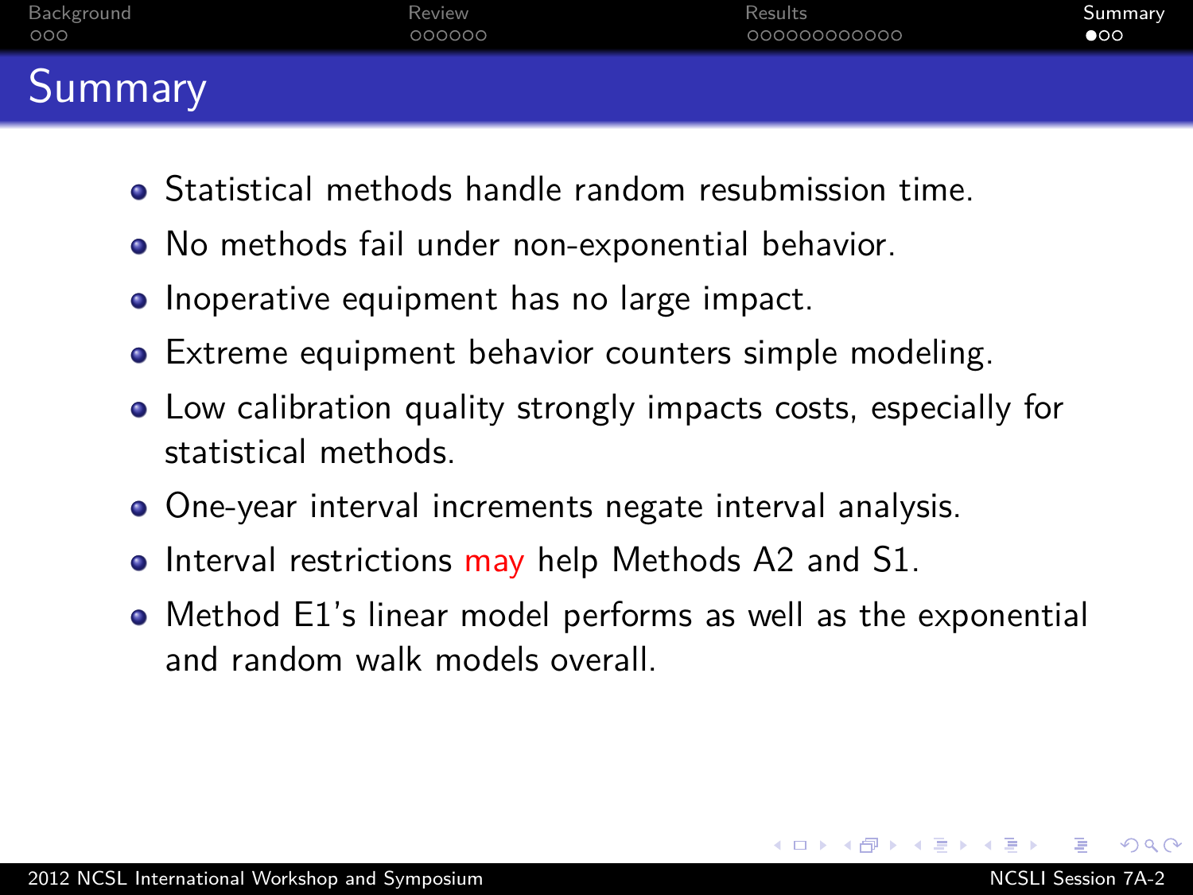# Summary

- Statistical methods handle random resubmission time.
- No methods fail under non-exponential behavior.
- Inoperative equipment has no large impact.
- Extreme equipment behavior counters simple modeling.
- Low calibration quality strongly impacts costs, especially for statistical methods.
- One-year interval increments negate interval analysis.
- Interval restrictions may help Methods A2 and S1.
- Method E1's linear model performs as well as the exponential and random walk models overall.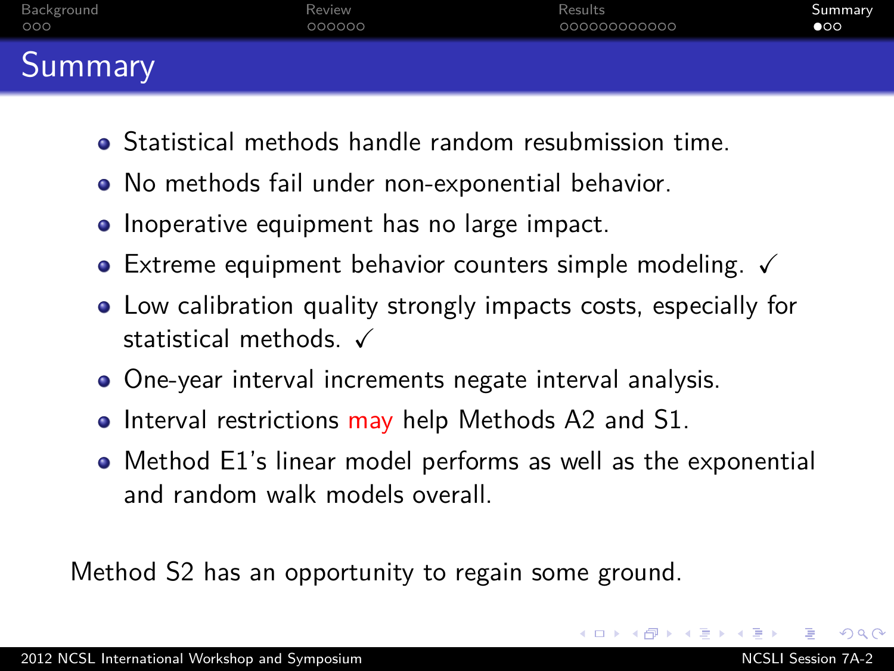# Summary

- Statistical methods handle random resubmission time.
- No methods fail under non-exponential behavior.
- Inoperative equipment has no large impact.
- Extreme equipment behavior counters simple modeling. ✓
- Low calibration quality strongly impacts costs, especially for statistical methods. ✓
- One-year interval increments negate interval analysis.
- Interval restrictions may help Methods A2 and S1.
- Method E1's linear model performs as well as the exponential and random walk models overall.

Method S2 has an opportunity to regain some ground.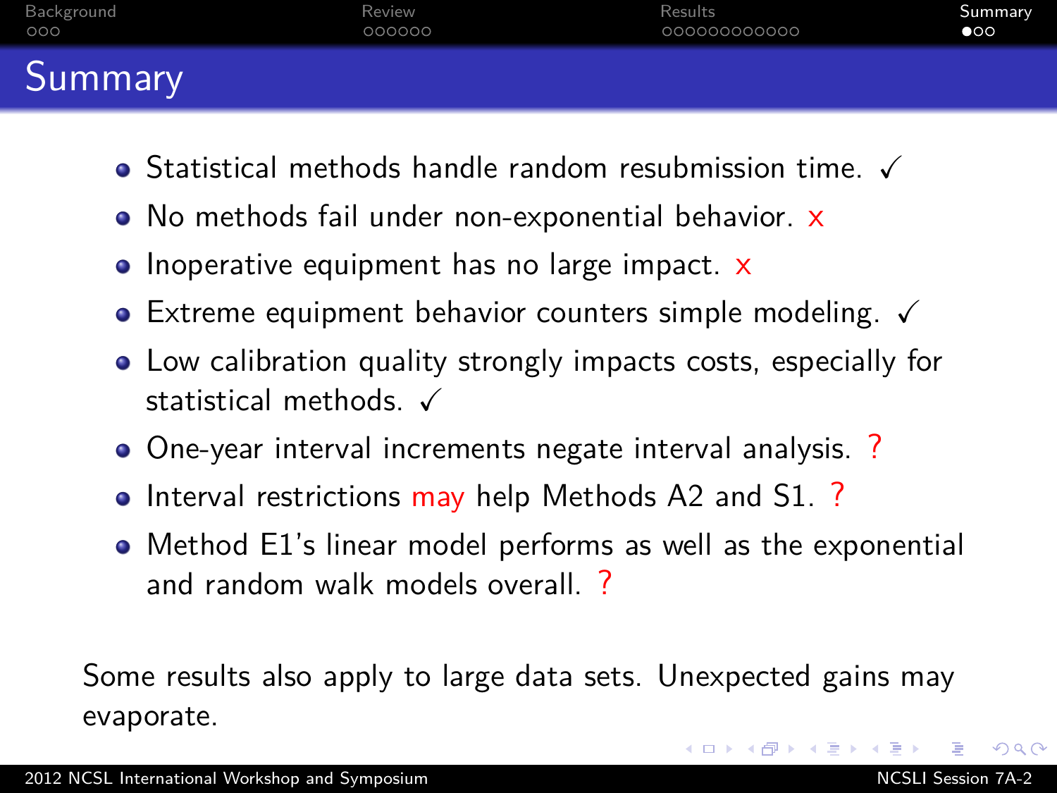# Summary

- Statistical methods handle random resubmission time. ✓
- No methods fail under non-exponential behavior. x
- Inoperative equipment has no large impact. x
- Extreme equipment behavior counters simple modeling. ✓
- Low calibration quality strongly impacts costs, especially for statistical methods. ✓
- One-year interval increments negate interval analysis. ?
- Interval restrictions may help Methods A2 and S1. ?
- Method E1's linear model performs as well as the exponential and random walk models overall. ?

Some results also apply to large data sets. Unexpected gains may evaporate.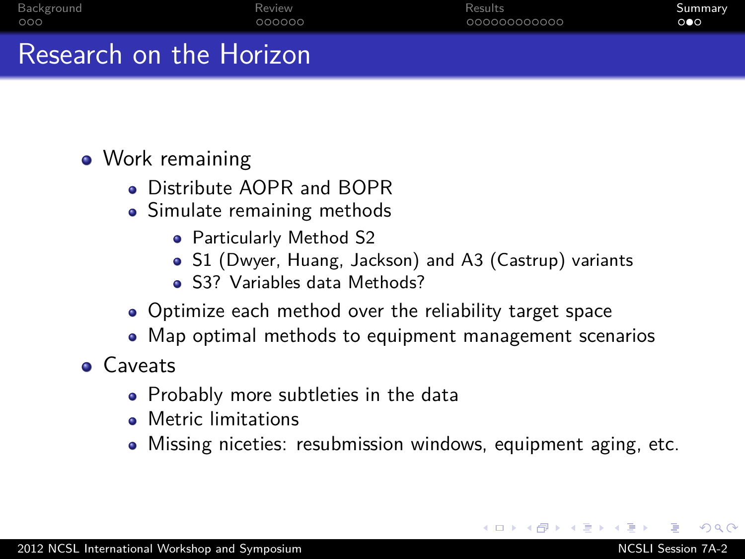# Research on the Horizon

- Work remaining
  - Distribute AOPR and BOPR
  - Simulate remaining methods
    - Particularly Method S2
    - S1 (Dwyer, Huang, Jackson) and A3 (Castrup) variants
    - S3? Variables data Methods?
  - Optimize each method over the reliability target space
  - Map optimal methods to equipment management scenarios
- Caveats
  - Probably more subtleties in the data
  - Metric limitations
  - Missing niceties: resubmission windows, equipment aging, etc.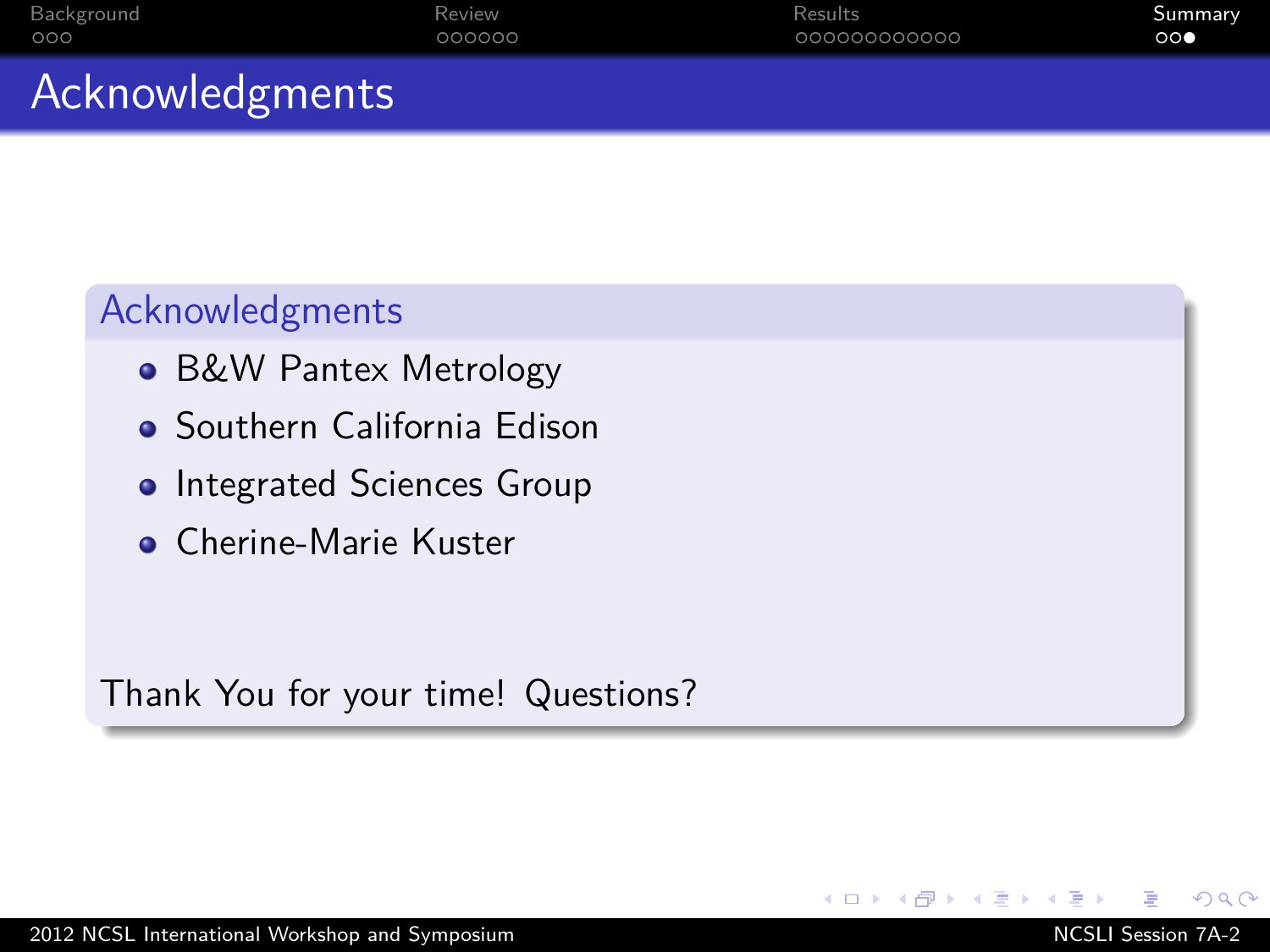# Acknowledgments

## Acknowledgments

- B&W Pantex Metrology
- Southern California Edison
- Integrated Sciences Group
- Cherine-Marie Kuster

Thank You for your time! Questions?